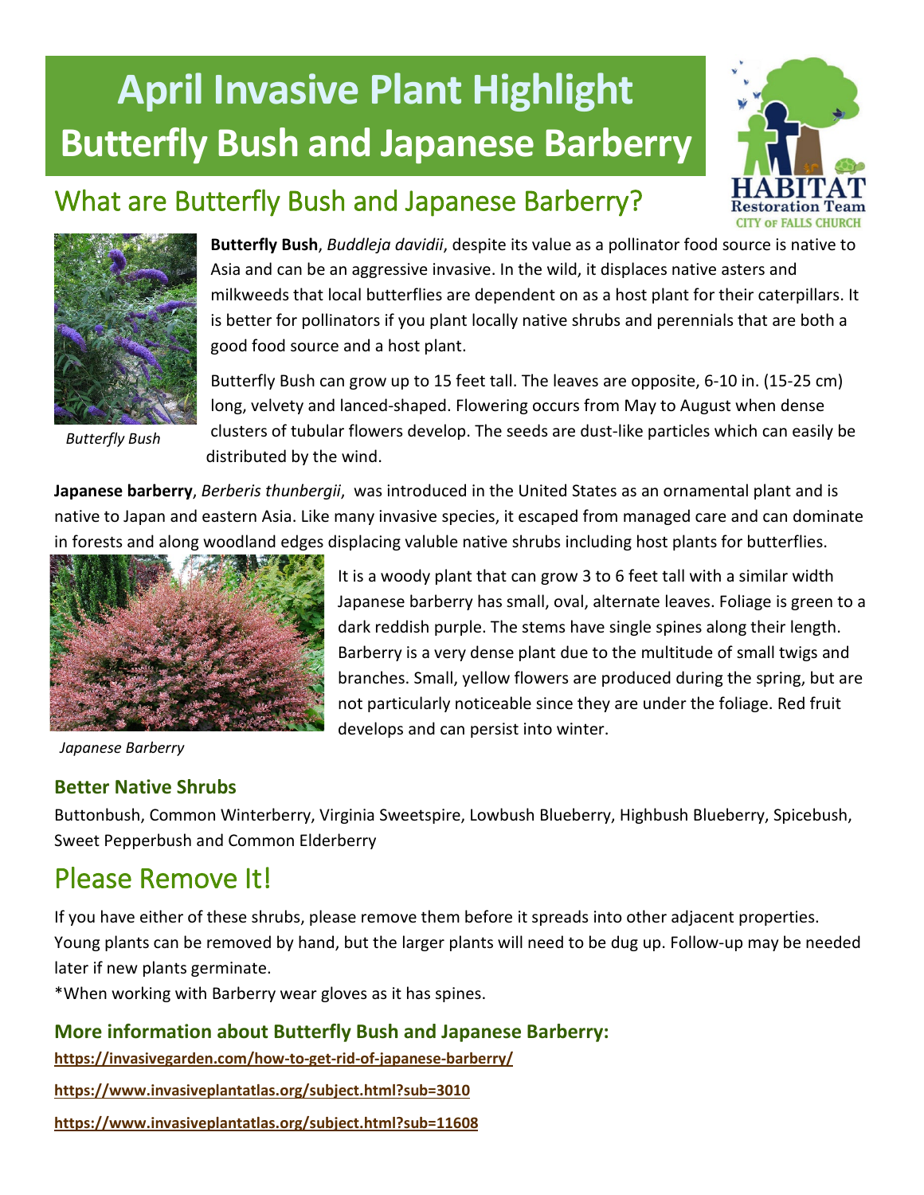# April Invasive Plant Highlight
# Butterfly Bush and Japanese Barberry

## What are Butterfly Bush and Japanese Barberry?

**Butterfly Bush**, *Buddleja davidii*, despite its value as a pollinator food source is native to Asia and can be an aggressive invasive. In the wild, it displaces native asters and milkweeds that local butterflies are dependent on as a host plant for their caterpillars. It is better for pollinators if you plant locally native shrubs and perennials that are both a good food source and a host plant.

Butterfly Bush can grow up to 15 feet tall. The leaves are opposite, 6-10 in. (15-25 cm) long, velvety and lanced-shaped. Flowering occurs from May to August when dense clusters of tubular flowers develop. The seeds are dust-like particles which can easily be distributed by the wind.

*Butterfly Bush*

**Japanese barberry**, *Berberis thunbergii*, was introduced in the United States as an ornamental plant and is native to Japan and eastern Asia. Like many invasive species, it escaped from managed care and can dominate in forests and along woodland edges displacing valuble native shrubs including host plants for butterflies.

It is a woody plant that can grow 3 to 6 feet tall with a similar width Japanese barberry has small, oval, alternate leaves. Foliage is green to a dark reddish purple. The stems have single spines along their length. Barberry is a very dense plant due to the multitude of small twigs and branches. Small, yellow flowers are produced during the spring, but are not particularly noticeable since they are under the foliage. Red fruit develops and can persist into winter.

*Japanese Barberry*

### Better Native Shrubs

Buttonbush, Common Winterberry, Virginia Sweetspire, Lowbush Blueberry, Highbush Blueberry, Spicebush, Sweet Pepperbush and Common Elderberry

## Please Remove It!

If you have either of these shrubs, please remove them before it spreads into other adjacent properties. Young plants can be removed by hand, but the larger plants will need to be dug up. Follow-up may be needed later if new plants germinate.

*When working with Barberry wear gloves as it has spines.

### More information about Butterfly Bush and Japanese Barberry:

https://invasivegarden.com/how-to-get-rid-of-japanese-barberry/

https://www.invasiveplantatlas.org/subject.html?sub=3010

https://www.invasiveplantatlas.org/subject.html?sub=11608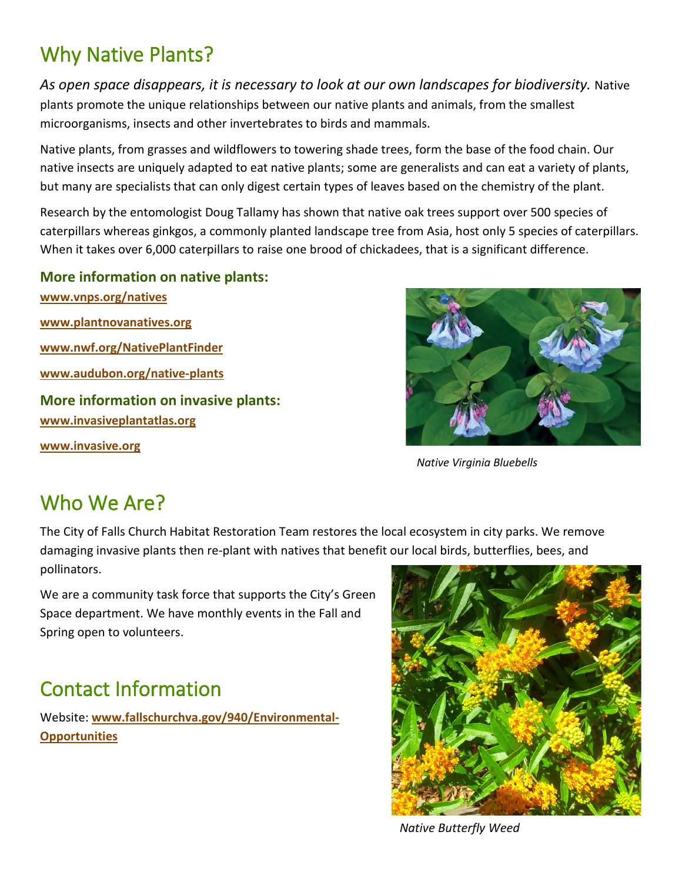## Why Native Plants?

*As open space disappears, it is necessary to look at our own landscapes for biodiversity.* Native plants promote the unique relationships between our native plants and animals, from the smallest microorganisms, insects and other invertebrates to birds and mammals.

Native plants, from grasses and wildflowers to towering shade trees, form the base of the food chain. Our native insects are uniquely adapted to eat native plants; some are generalists and can eat a variety of plants, but many are specialists that can only digest certain types of leaves based on the chemistry of the plant.

Research by the entomologist Doug Tallamy has shown that native oak trees support over 500 species of caterpillars whereas ginkgos, a commonly planted landscape tree from Asia, host only 5 species of caterpillars. When it takes over 6,000 caterpillars to raise one brood of chickadees, that is a significant difference.

### More information on native plants:

**www.vnps.org/natives**

**www.plantnovanatives.org**

**www.nwf.org/NativePlantFinder**

**www.audubon.org/native-plants**

### More information on invasive plants:

**www.invasiveplantatlas.org**

**www.invasive.org**

*Native Virginia Bluebells*

## Who We Are?

The City of Falls Church Habitat Restoration Team restores the local ecosystem in city parks. We remove damaging invasive plants then re-plant with natives that benefit our local birds, butterflies, bees, and pollinators.

We are a community task force that supports the City's Green Space department. We have monthly events in the Fall and Spring open to volunteers.

## Contact Information

Website: **www.fallschurchva.gov/940/Environmental-Opportunities**

*Native Butterfly Weed*